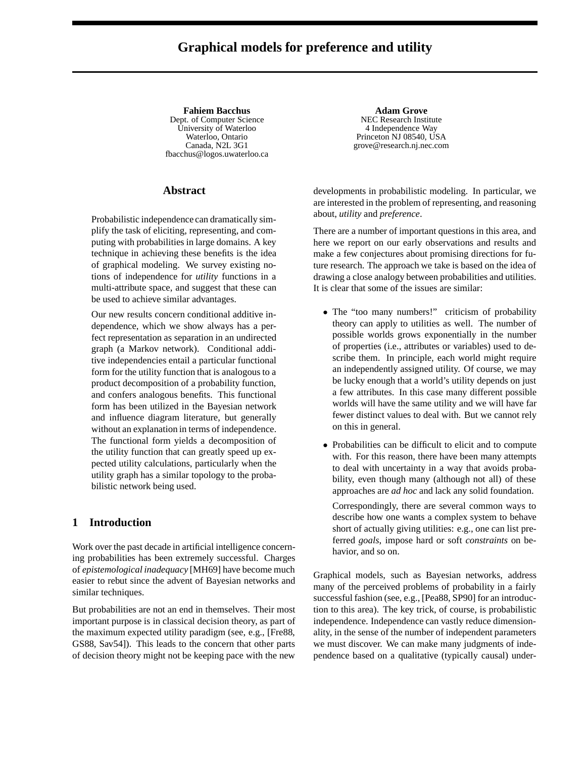# Graphical models for preference and utility

**Fahiem Bacchus**
Dept. of Computer Science
University of Waterloo
Waterloo, Ontario
Canada, N2L 3G1
fbacchus@logos.uwaterloo.ca

**Adam Grove**
NEC Research Institute
4 Independence Way
Princeton NJ 08540, USA
grove@research.nj.nec.com

## Abstract

Probabilistic independence can dramatically simplify the task of eliciting, representing, and computing with probabilities in large domains. A key technique in achieving these benefits is the idea of graphical modeling. We survey existing notions of independence for *utility* functions in a multi-attribute space, and suggest that these can be used to achieve similar advantages.

Our new results concern conditional additive independence, which we show always has a perfect representation as separation in an undirected graph (a Markov network). Conditional additive independencies entail a particular functional form for the utility function that is analogous to a product decomposition of a probability function, and confers analogous benefits. This functional form has been utilized in the Bayesian network and influence diagram literature, but generally without an explanation in terms of independence. The functional form yields a decomposition of the utility function that can greatly speed up expected utility calculations, particularly when the utility graph has a similar topology to the probabilistic network being used.

## 1 Introduction

Work over the past decade in artificial intelligence concerning probabilities has been extremely successful. Charges of *epistemological inadequacy* [MH69] have become much easier to rebut since the advent of Bayesian networks and similar techniques.

But probabilities are not an end in themselves. Their most important purpose is in classical decision theory, as part of the maximum expected utility paradigm (see, e.g., [Fre88, GS88, Sav54]). This leads to the concern that other parts of decision theory might not be keeping pace with the new developments in probabilistic modeling. In particular, we are interested in the problem of representing, and reasoning about, *utility* and *preference*.

There are a number of important questions in this area, and here we report on our early observations and results and make a few conjectures about promising directions for future research. The approach we take is based on the idea of drawing a close analogy between probabilities and utilities. It is clear that some of the issues are similar:

- The "too many numbers!" criticism of probability theory can apply to utilities as well. The number of possible worlds grows exponentially in the number of properties (i.e., attributes or variables) used to describe them. In principle, each world might require an independently assigned utility. Of course, we may be lucky enough that a world's utility depends on just a few attributes. In this case many different possible worlds will have the same utility and we will have far fewer distinct values to deal with. But we cannot rely on this in general.
- Probabilities can be difficult to elicit and to compute with. For this reason, there have been many attempts to deal with uncertainty in a way that avoids probability, even though many (although not all) of these approaches are *ad hoc* and lack any solid foundation.

  Correspondingly, there are several common ways to describe how one wants a complex system to behave short of actually giving utilities: e.g., one can list preferred *goals*, impose hard or soft *constraints* on behavior, and so on.

Graphical models, such as Bayesian networks, address many of the perceived problems of probability in a fairly successful fashion (see, e.g., [Pea88, SP90] for an introduction to this area). The key trick, of course, is probabilistic independence. Independence can vastly reduce dimensionality, in the sense of the number of independent parameters we must discover. We can make many judgments of independence based on a qualitative (typically causal) under-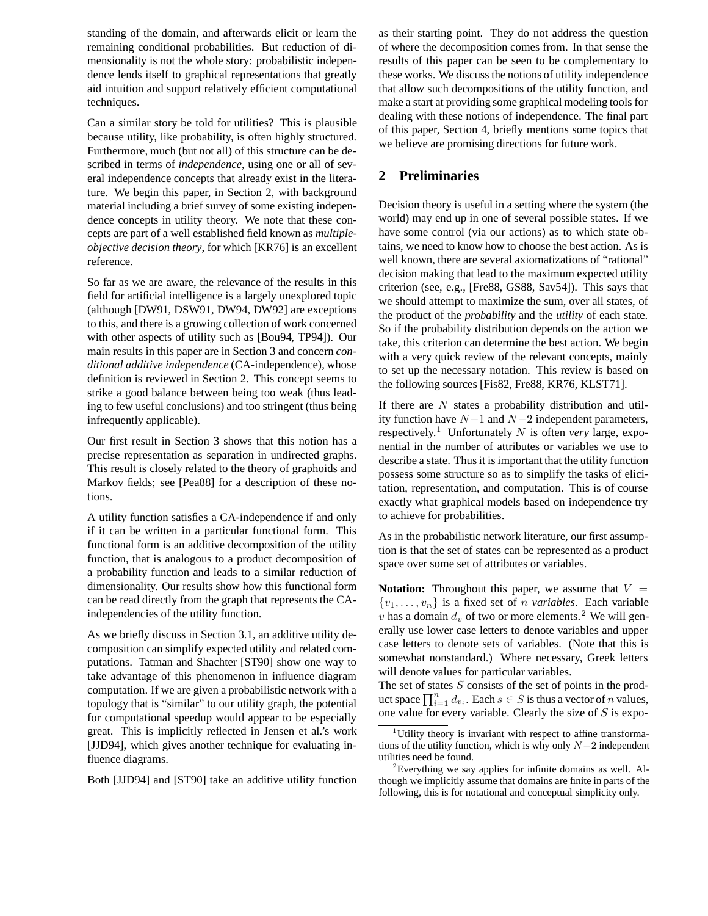standing of the domain, and afterwards elicit or learn the remaining conditional probabilities. But reduction of dimensionality is not the whole story: probabilistic independence lends itself to graphical representations that greatly aid intuition and support relatively efficient computational techniques.

Can a similar story be told for utilities? This is plausible because utility, like probability, is often highly structured. Furthermore, much (but not all) of this structure can be described in terms of *independence*, using one or all of several independence concepts that already exist in the literature. We begin this paper, in Section 2, with background material including a brief survey of some existing independence concepts in utility theory. We note that these concepts are part of a well established field known as *multiple-objective decision theory*, for which [KR76] is an excellent reference.

So far as we are aware, the relevance of the results in this field for artificial intelligence is a largely unexplored topic (although [DW91, DSW91, DW94, DW92] are exceptions to this, and there is a growing collection of work concerned with other aspects of utility such as [Bou94, TP94]). Our main results in this paper are in Section 3 and concern *conditional additive independence* (CA-independence), whose definition is reviewed in Section 2. This concept seems to strike a good balance between being too weak (thus leading to few useful conclusions) and too stringent (thus being infrequently applicable).

Our first result in Section 3 shows that this notion has a precise representation as separation in undirected graphs. This result is closely related to the theory of graphoids and Markov fields; see [Pea88] for a description of these notions.

A utility function satisfies a CA-independence if and only if it can be written in a particular functional form. This functional form is an additive decomposition of the utility function, that is analogous to a product decomposition of a probability function and leads to a similar reduction of dimensionality. Our results show how this functional form can be read directly from the graph that represents the CA-independencies of the utility function.

As we briefly discuss in Section 3.1, an additive utility decomposition can simplify expected utility and related computations. Tatman and Shachter [ST90] show one way to take advantage of this phenomenon in influence diagram computation. If we are given a probabilistic network with a topology that is "similar" to our utility graph, the potential for computational speedup would appear to be especially great. This is implicitly reflected in Jensen et al.'s work [JJD94], which gives another technique for evaluating influence diagrams.

Both [JJD94] and [ST90] take an additive utility function as their starting point. They do not address the question of where the decomposition comes from. In that sense the results of this paper can be seen to be complementary to these works. We discuss the notions of utility independence that allow such decompositions of the utility function, and make a start at providing some graphical modeling tools for dealing with these notions of independence. The final part of this paper, Section 4, briefly mentions some topics that we believe are promising directions for future work.

## 2 Preliminaries

Decision theory is useful in a setting where the system (the world) may end up in one of several possible states. If we have some control (via our actions) as to which state obtains, we need to know how to choose the best action. As is well known, there are several axiomatizations of "rational" decision making that lead to the maximum expected utility criterion (see, e.g., [Fre88, GS88, Sav54]). This says that we should attempt to maximize the sum, over all states, of the product of the *probability* and the *utility* of each state. So if the probability distribution depends on the action we take, this criterion can determine the best action. We begin with a very quick review of the relevant concepts, mainly to set up the necessary notation. This review is based on the following sources [Fis82, Fre88, KR76, KLST71].

If there are $N$ states a probability distribution and utility function have $N-1$ and $N-2$ independent parameters, respectively.[1] Unfortunately $N$ is often *very* large, exponential in the number of attributes or variables we use to describe a state. Thus it is important that the utility function possess some structure so as to simplify the tasks of elicitation, representation, and computation. This is of course exactly what graphical models based on independence try to achieve for probabilities.

As in the probabilistic network literature, our first assumption is that the set of states can be represented as a product space over some set of attributes or variables.

**Notation:** Throughout this paper, we assume that $V = \{v_1, \ldots, v_n\}$ is a fixed set of $n$ *variables*. Each variable $v$ has a domain $d_v$ of two or more elements.[2] We will generally use lower case letters to denote variables and upper case letters to denote sets of variables. (Note that this is somewhat nonstandard.) Where necessary, Greek letters will denote values for particular variables.
The set of states $S$ consists of the set of points in the product space $\prod_{i=1}^{n} d_{v_i}$. Each $s \in S$ is thus a vector of $n$ values, one value for every variable. Clearly the size of $S$ is expo-

[1] Utility theory is invariant with respect to affine transformations of the utility function, which is why only $N-2$ independent utilities need be found.

[2] Everything we say applies for infinite domains as well. Although we implicitly assume that domains are finite in parts of the following, this is for notational and conceptual simplicity only.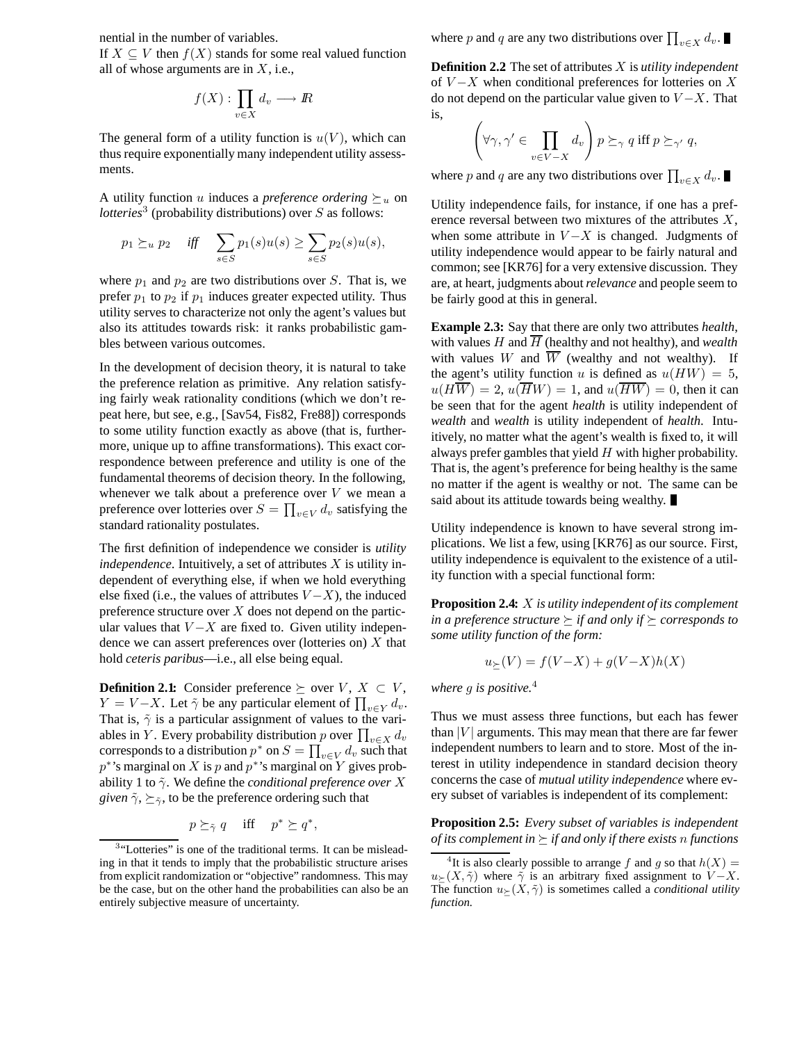nential in the number of variables.

If $X \subseteq V$ then $f(X)$ stands for some real valued function all of whose arguments are in $X$, i.e.,

$$f(X) : \prod_{v \in X} d_v \longrightarrow \mathbb{R}$$

The general form of a utility function is $u(V)$, which can thus require exponentially many independent utility assessments.

A utility function $u$ induces a *preference ordering* $\succeq_u$ on *lotteries*[3] (probability distributions) over $S$ as follows:

$$p_1 \succeq_u p_2 \quad \textit{iff} \quad \sum_{s \in S} p_1(s)u(s) \geq \sum_{s \in S} p_2(s)u(s),$$

where $p_1$ and $p_2$ are two distributions over $S$. That is, we prefer $p_1$ to $p_2$ if $p_1$ induces greater expected utility. Thus utility serves to characterize not only the agent's values but also its attitudes towards risk: it ranks probabilistic gambles between various outcomes.

In the development of decision theory, it is natural to take the preference relation as primitive. Any relation satisfying fairly weak rationality conditions (which we don't repeat here, but see, e.g., [Sav54, Fis82, Fre88]) corresponds to some utility function exactly as above (that is, furthermore, unique up to affine transformations). This exact correspondence between preference and utility is one of the fundamental theorems of decision theory. In the following, whenever we talk about a preference over $V$ we mean a preference over lotteries over $S = \prod_{v \in V} d_v$ satisfying the standard rationality postulates.

The first definition of independence we consider is *utility independence*. Intuitively, a set of attributes $X$ is utility independent of everything else, if when we hold everything else fixed (i.e., the values of attributes $V - X$), the induced preference structure over $X$ does not depend on the particular values that $V - X$ are fixed to. Given utility independence we can assert preferences over (lotteries on) $X$ that hold *ceteris paribus*—i.e., all else being equal.

**Definition 2.1:** Consider preference $\succeq$ over $V$, $X \subset V$, $Y = V - X$. Let $\tilde{\gamma}$ be any particular element of $\prod_{v \in Y} d_v$. That is, $\tilde{\gamma}$ is a particular assignment of values to the variables in $Y$. Every probability distribution $p$ over $\prod_{v \in X} d_v$ corresponds to a distribution $p^*$ on $S = \prod_{v \in V} d_v$ such that $p^*$'s marginal on $X$ is $p$ and $p^*$'s marginal on $Y$ gives probability 1 to $\tilde{\gamma}$. We define the *conditional preference over $X$ given $\tilde{\gamma}$*, $\succeq_{\tilde{\gamma}}$, to be the preference ordering such that

$$p \succeq_{\tilde{\gamma}} q \quad \text{iff} \quad p^* \succeq q^*,$$

where $p$ and $q$ are any two distributions over $\prod_{v \in X} d_v$. ■

**Definition 2.2** The set of attributes $X$ is *utility independent* of $V - X$ when conditional preferences for lotteries on $X$ do not depend on the particular value given to $V - X$. That is,

$$\left( \forall \gamma, \gamma' \in \prod_{v \in V - X} d_v \right) p \succeq_\gamma q \text{ iff } p \succeq_{\gamma'} q,$$

where $p$ and $q$ are any two distributions over $\prod_{v \in X} d_v$. ■

Utility independence fails, for instance, if one has a preference reversal between two mixtures of the attributes $X$, when some attribute in $V - X$ is changed. Judgments of utility independence would appear to be fairly natural and common; see [KR76] for a very extensive discussion. They are, at heart, judgments about *relevance* and people seem to be fairly good at this in general.

**Example 2.3:** Say that there are only two attributes *health*, with values $H$ and $\overline{H}$ (healthy and not healthy), and *wealth* with values $W$ and $\overline{W}$ (wealthy and not wealthy). If the agent's utility function $u$ is defined as $u(HW) = 5$, $u(H\overline{W}) = 2$, $u(\overline{H}W) = 1$, and $u(\overline{HW}) = 0$, then it can be seen that for the agent *health* is utility independent of *wealth* and *wealth* is utility independent of *health*. Intuitively, no matter what the agent's wealth is fixed to, it will always prefer gambles that yield $H$ with higher probability. That is, the agent's preference for being healthy is the same no matter if the agent is wealthy or not. The same can be said about its attitude towards being wealthy. ■

Utility independence is known to have several strong implications. We list a few, using [KR76] as our source. First, utility independence is equivalent to the existence of a utility function with a special functional form:

**Proposition 2.4:** *$X$ is utility independent of its complement in a preference structure $\succeq$ if and only if $\succeq$ corresponds to some utility function of the form:*

$$u_{\succeq}(V) = f(V - X) + g(V - X)h(X)$$

*where $g$ is positive.*[4]

Thus we must assess three functions, but each has fewer than $|V|$ arguments. This may mean that there are far fewer independent numbers to learn and to store. Most of the interest in utility independence in standard decision theory concerns the case of *mutual utility independence* where every subset of variables is independent of its complement:

**Proposition 2.5:** *Every subset of variables is independent of its complement in $\succeq$ if and only if there exists $n$ functions*

[3] "Lotteries" is one of the traditional terms. It can be misleading in that it tends to imply that the probabilistic structure arises from explicit randomization or "objective" randomness. This may be the case, but on the other hand the probabilities can also be an entirely subjective measure of uncertainty.

[4] It is also clearly possible to arrange $f$ and $g$ so that $h(X) = u_{\succeq}(X, \tilde{\gamma})$ where $\tilde{\gamma}$ is an arbitrary fixed assignment to $V - X$. The function $u_{\succeq}(X, \tilde{\gamma})$ is sometimes called a *conditional utility function.*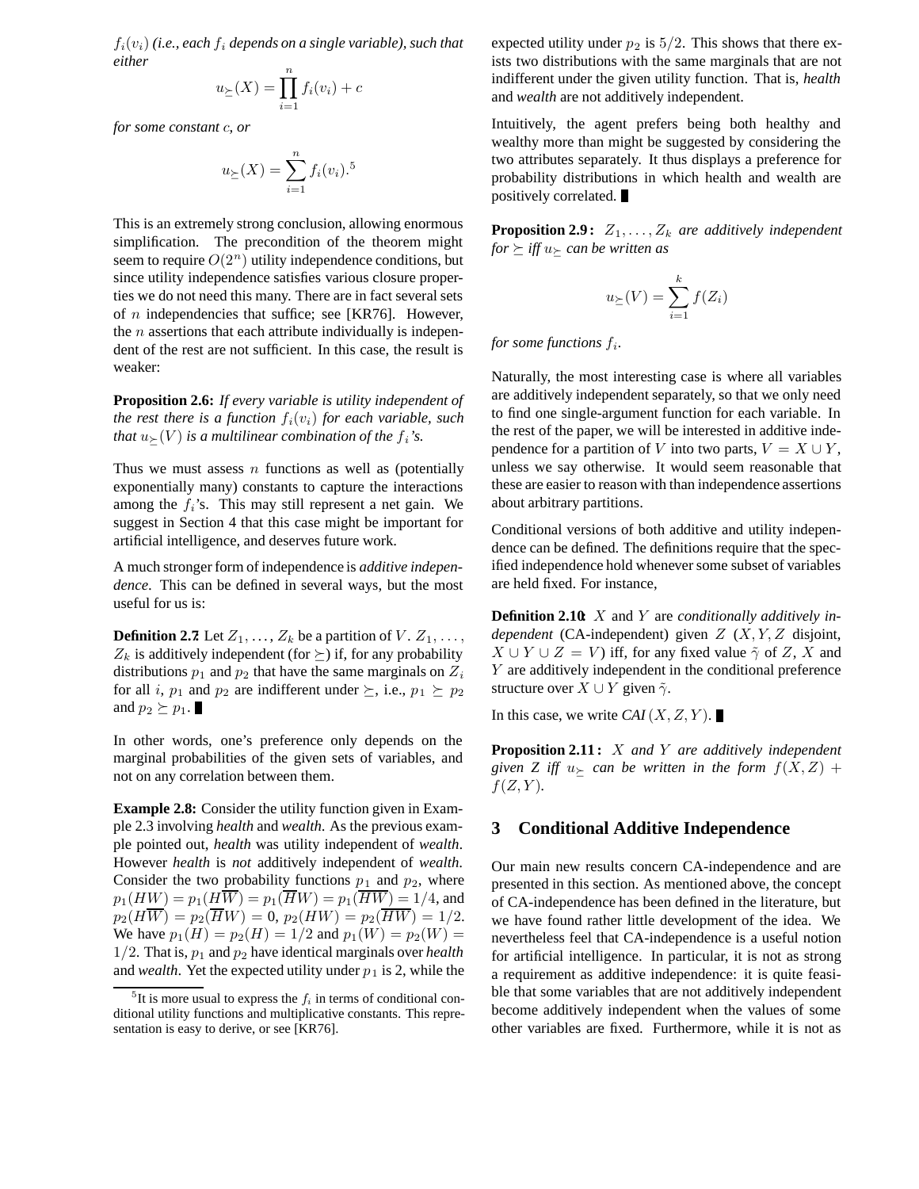*$f_i(v_i)$ (i.e., each $f_i$ depends on a single variable), such that either*

$$u_{\succeq}(X) = \prod_{i=1}^{n} f_i(v_i) + c$$

*for some constant $c$, or*

$$u_{\succeq}(X) = \sum_{i=1}^{n} f_i(v_i).^5$$

This is an extremely strong conclusion, allowing enormous simplification. The precondition of the theorem might seem to require $O(2^n)$ utility independence conditions, but since utility independence satisfies various closure properties we do not need this many. There are in fact several sets of $n$ independencies that suffice; see [KR76]. However, the $n$ assertions that each attribute individually is independent of the rest are not sufficient. In this case, the result is weaker:

**Proposition 2.6:** *If every variable is utility independent of the rest there is a function $f_i(v_i)$ for each variable, such that $u_{\succeq}(V)$ is a multilinear combination of the $f_i$'s.*

Thus we must assess $n$ functions as well as (potentially exponentially many) constants to capture the interactions among the $f_i$'s. This may still represent a net gain. We suggest in Section 4 that this case might be important for artificial intelligence, and deserves future work.

A much stronger form of independence is *additive independence*. This can be defined in several ways, but the most useful for us is:

**Definition 2.7:** Let $Z_1, \ldots, Z_k$ be a partition of $V$. $Z_1, \ldots, Z_k$ is additively independent (for $\succeq$) if, for any probability distributions $p_1$ and $p_2$ that have the same marginals on $Z_i$ for all $i$, $p_1$ and $p_2$ are indifferent under $\succeq$, i.e., $p_1 \succeq p_2$ and $p_2 \succeq p_1$. ■

In other words, one's preference only depends on the marginal probabilities of the given sets of variables, and not on any correlation between them.

**Example 2.8:** Consider the utility function given in Example 2.3 involving *health* and *wealth*. As the previous example pointed out, *health* was utility independent of *wealth*. However *health* is *not* additively independent of *wealth*. Consider the two probability functions $p_1$ and $p_2$, where $p_1(HW) = p_1(H\overline{W}) = p_1(\overline{H}W) = p_1(\overline{HW}) = 1/4$, and $p_2(H\overline{W}) = p_2(\overline{H}W) = 0$, $p_2(HW) = p_2(\overline{HW}) = 1/2$. We have $p_1(H) = p_2(H) = 1/2$ and $p_1(W) = p_2(W) = 1/2$. That is, $p_1$ and $p_2$ have identical marginals over *health* and *wealth*. Yet the expected utility under $p_1$ is 2, while the expected utility under $p_2$ is $5/2$. This shows that there exists two distributions with the same marginals that are not indifferent under the given utility function. That is, *health* and *wealth* are not additively independent.

Intuitively, the agent prefers being both healthy and wealthy more than might be suggested by considering the two attributes separately. It thus displays a preference for probability distributions in which health and wealth are positively correlated. ■

**Proposition 2.9:** *$Z_1, \ldots, Z_k$ are additively independent for $\succeq$ iff $u_{\succeq}$ can be written as*

$$u_{\succeq}(V) = \sum_{i=1}^{k} f(Z_i)$$

*for some functions $f_i$.*

Naturally, the most interesting case is where all variables are additively independent separately, so that we only need to find one single-argument function for each variable. In the rest of the paper, we will be interested in additive independence for a partition of $V$ into two parts, $V = X \cup Y$, unless we say otherwise. It would seem reasonable that these are easier to reason with than independence assertions about arbitrary partitions.

Conditional versions of both additive and utility independence can be defined. The definitions require that the specified independence hold whenever some subset of variables are held fixed. For instance,

**Definition 2.10:** $X$ and $Y$ are *conditionally additively independent* (CA-independent) given $Z$ ($X, Y, Z$ disjoint, $X \cup Y \cup Z = V$) iff, for any fixed value $\tilde{\gamma}$ of $Z$, $X$ and $Y$ are additively independent in the conditional preference structure over $X \cup Y$ given $\tilde{\gamma}$.

In this case, we write *CAI* $(X, Z, Y)$. ■

**Proposition 2.11:** *$X$ and $Y$ are additively independent given $Z$ iff $u_{\succeq}$ can be written in the form $f(X, Z) + f(Z, Y)$.*

## 3 Conditional Additive Independence

Our main new results concern CA-independence and are presented in this section. As mentioned above, the concept of CA-independence has been defined in the literature, but we have found rather little development of the idea. We nevertheless feel that CA-independence is a useful notion for artificial intelligence. In particular, it is not as strong a requirement as additive independence: it is quite feasible that some variables that are not additively independent become additively independent when the values of some other variables are fixed. Furthermore, while it is not as

[5] It is more usual to express the $f_i$ in terms of conditional conditional utility functions and multiplicative constants. This representation is easy to derive, or see [KR76].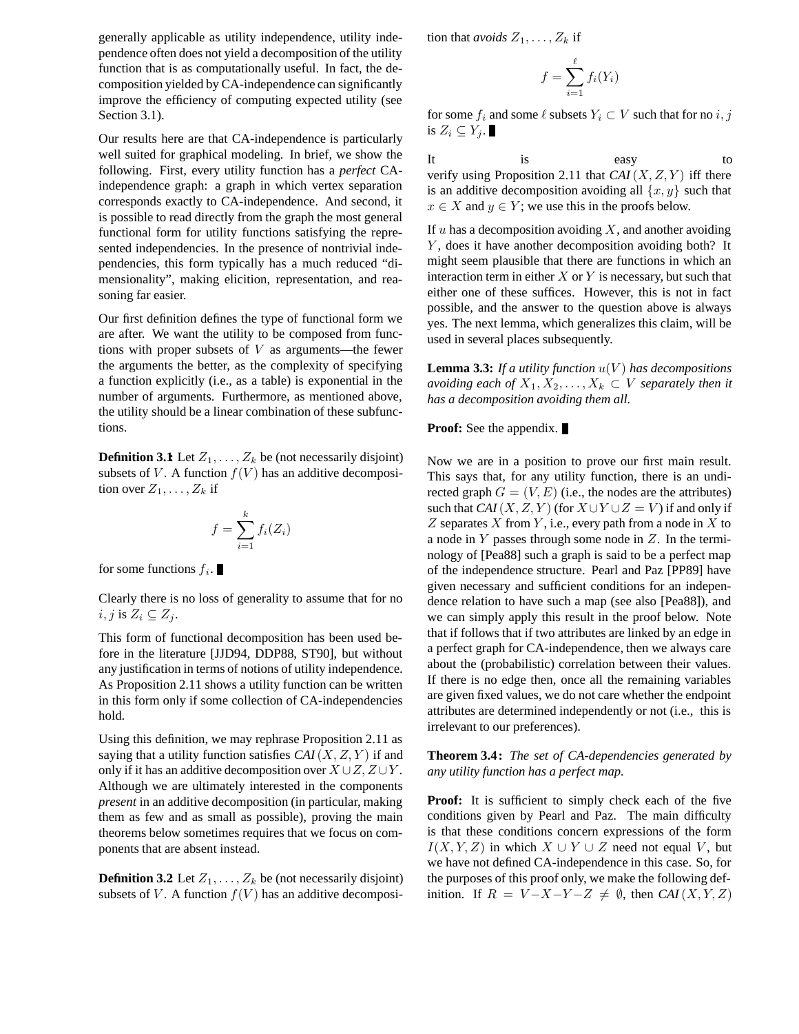generally applicable as utility independence, utility independence often does not yield a decomposition of the utility function that is as computationally useful. In fact, the decomposition yielded by CA-independence can significantly improve the efficiency of computing expected utility (see Section 3.1).

Our results here are that CA-independence is particularly well suited for graphical modeling. In brief, we show the following. First, every utility function has a *perfect* CA-independence graph: a graph in which vertex separation corresponds exactly to CA-independence. And second, it is possible to read directly from the graph the most general functional form for utility functions satisfying the represented independencies. In the presence of nontrivial independencies, this form typically has a much reduced "dimensionality", making elicition, representation, and reasoning far easier.

Our first definition defines the type of functional form we are after. We want the utility to be composed from functions with proper subsets of $V$ as arguments—the fewer the arguments the better, as the complexity of specifying a function explicitly (i.e., as a table) is exponential in the number of arguments. Furthermore, as mentioned above, the utility should be a linear combination of these subfunctions.

**Definition 3.1:** Let $Z_1, \ldots, Z_k$ be (not necessarily disjoint) subsets of $V$. A function $f(V)$ has an additive decomposition over $Z_1, \ldots, Z_k$ if

$$f = \sum_{i=1}^{k} f_i(Z_i)$$

for some functions $f_i$. ■

Clearly there is no loss of generality to assume that for no $i, j$ is $Z_i \subseteq Z_j$.

This form of functional decomposition has been used before in the literature [JJD94, DDP88, ST90], but without any justification in terms of notions of utility independence. As Proposition 2.11 shows a utility function can be written in this form only if some collection of CA-independencies hold.

Using this definition, we may rephrase Proposition 2.11 as saying that a utility function satisfies *CAI* $(X, Z, Y)$ if and only if it has an additive decomposition over $X \cup Z, Z \cup Y$. Although we are ultimately interested in the components *present* in an additive decomposition (in particular, making them as few and as small as possible), proving the main theorems below sometimes requires that we focus on components that are absent instead.

**Definition 3.2** Let $Z_1, \ldots, Z_k$ be (not necessarily disjoint) subsets of $V$. A function $f(V)$ has an additive decomposition that *avoids* $Z_1, \ldots, Z_k$ if

$$f = \sum_{i=1}^{\ell} f_i(Y_i)$$

for some $f_i$ and some $\ell$ subsets $Y_i \subset V$ such that for no $i, j$ is $Z_i \subseteq Y_j$. ■

It is easy to verify using Proposition 2.11 that *CAI* $(X, Z, Y)$ iff there is an additive decomposition avoiding all $\{x, y\}$ such that $x \in X$ and $y \in Y$; we use this in the proofs below.

If $u$ has a decomposition avoiding $X$, and another avoiding $Y$, does it have another decomposition avoiding both? It might seem plausible that there are functions in which an interaction term in either $X$ or $Y$ is necessary, but such that either one of these suffices. However, this is not in fact possible, and the answer to the question above is always yes. The next lemma, which generalizes this claim, will be used in several places subsequently.

**Lemma 3.3:** *If a utility function $u(V)$ has decompositions avoiding each of $X_1, X_2, \ldots, X_k \subset V$ separately then it has a decomposition avoiding them all.*

**Proof:** See the appendix. ■

Now we are in a position to prove our first main result. This says that, for any utility function, there is an undirected graph $G = (V, E)$ (i.e., the nodes are the attributes) such that *CAI* $(X, Z, Y)$ (for $X \cup Y \cup Z = V$) if and only if $Z$ separates $X$ from $Y$, i.e., every path from a node in $X$ to a node in $Y$ passes through some node in $Z$. In the terminology of [Pea88] such a graph is said to be a perfect map of the independence structure. Pearl and Paz [PP89] have given necessary and sufficient conditions for an independence relation to have such a map (see also [Pea88]), and we can simply apply this result in the proof below. Note that if follows that if two attributes are linked by an edge in a perfect graph for CA-independence, then we always care about the (probabilistic) correlation between their values. If there is no edge then, once all the remaining variables are given fixed values, we do not care whether the endpoint attributes are determined independently or not (i.e., this is irrelevant to our preferences).

**Theorem 3.4:** *The set of CA-dependencies generated by any utility function has a perfect map.*

**Proof:** It is sufficient to simply check each of the five conditions given by Pearl and Paz. The main difficulty is that these conditions concern expressions of the form $I(X, Y, Z)$ in which $X \cup Y \cup Z$ need not equal $V$, but we have not defined CA-independence in this case. So, for the purposes of this proof only, we make the following definition. If $R = V - X - Y - Z \neq \emptyset$, then *CAI* $(X, Y, Z)$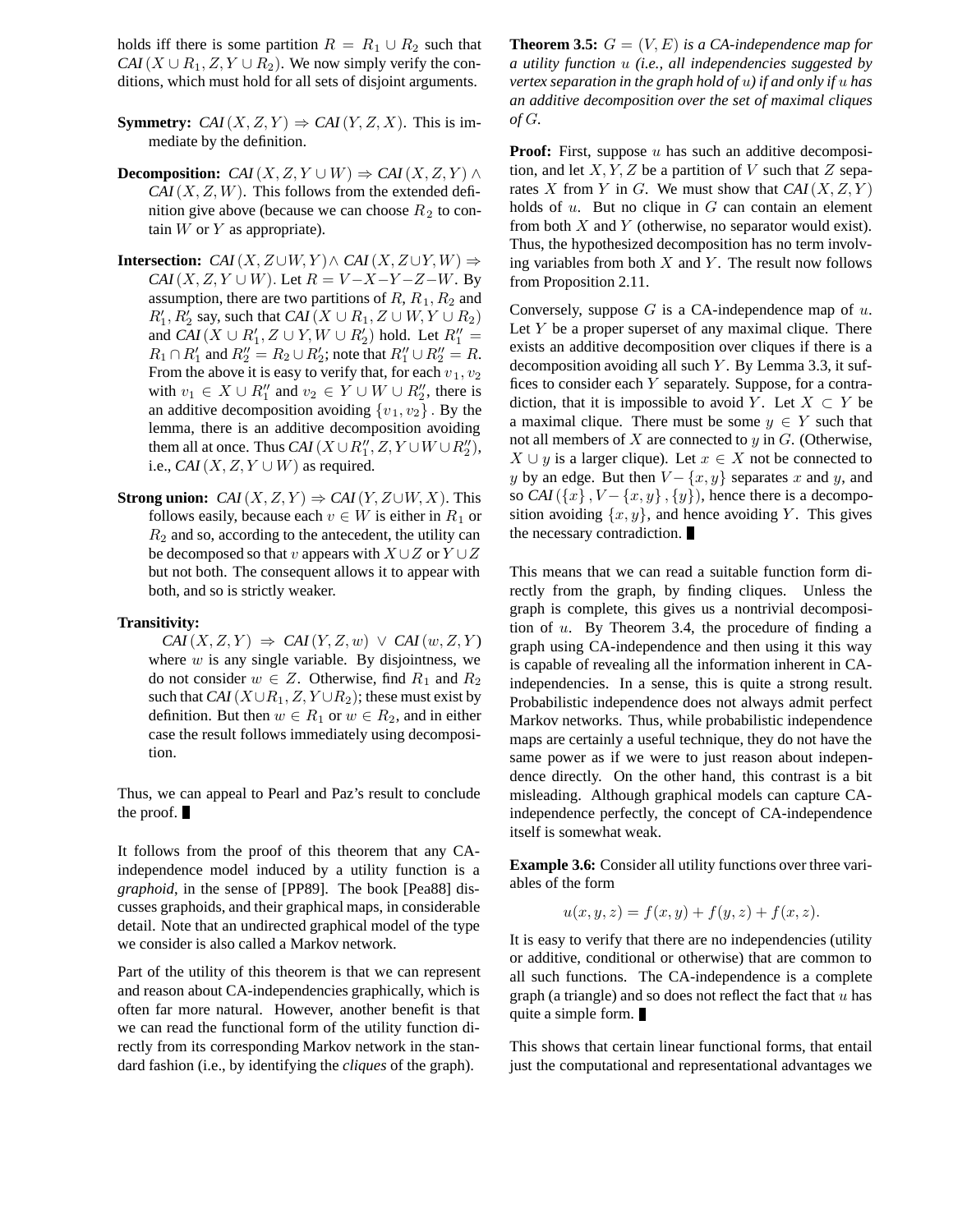holds iff there is some partition $R = R_1 \cup R_2$ such that $CAI(X \cup R_1, Z, Y \cup R_2)$. We now simply verify the conditions, which must hold for all sets of disjoint arguments.

**Symmetry:** $CAI(X, Z, Y) \Rightarrow CAI(Y, Z, X)$. This is immediate by the definition.

**Decomposition:** $CAI(X, Z, Y \cup W) \Rightarrow CAI(X, Z, Y) \wedge CAI(X, Z, W)$. This follows from the extended definition give above (because we can choose $R_2$ to contain $W$ or $Y$ as appropriate).

**Intersection:** $CAI(X, Z \cup W, Y) \wedge CAI(X, Z \cup Y, W) \Rightarrow CAI(X, Z, Y \cup W)$. Let $R = V - X - Y - Z - W$. By assumption, there are two partitions of $R$, $R_1, R_2$ and $R'_1, R'_2$ say, such that $CAI(X \cup R_1, Z \cup W, Y \cup R_2)$ and $CAI(X \cup R'_1, Z \cup Y, W \cup R'_2)$ hold. Let $R''_1 = R_1 \cap R'_1$ and $R''_2 = R_2 \cup R'_2$; note that $R''_1 \cup R''_2 = R$. From the above it is easy to verify that, for each $v_1, v_2$ with $v_1 \in X \cup R''_1$ and $v_2 \in Y \cup W \cup R''_2$, there is an additive decomposition avoiding $\{v_1, v_2\}$. By the lemma, there is an additive decomposition avoiding them all at once. Thus $CAI(X \cup R''_1, Z, Y \cup W \cup R''_2)$, i.e., $CAI(X, Z, Y \cup W)$ as required.

**Strong union:** $CAI(X, Z, Y) \Rightarrow CAI(Y, Z \cup W, X)$. This follows easily, because each $v \in W$ is either in $R_1$ or $R_2$ and so, according to the antecedent, the utility can be decomposed so that $v$ appears with $X \cup Z$ or $Y \cup Z$ but not both. The consequent allows it to appear with both, and so is strictly weaker.

**Transitivity:**
$CAI(X, Z, Y) \Rightarrow CAI(Y, Z, w) \vee CAI(w, Z, Y)$ where $w$ is any single variable. By disjointness, we do not consider $w \in Z$. Otherwise, find $R_1$ and $R_2$ such that $CAI(X \cup R_1, Z, Y \cup R_2)$; these must exist by definition. But then $w \in R_1$ or $w \in R_2$, and in either case the result follows immediately using decomposition.

Thus, we can appeal to Pearl and Paz's result to conclude the proof. ∎

It follows from the proof of this theorem that any CA-independence model induced by a utility function is a *graphoid*, in the sense of [PP89]. The book [Pea88] discusses graphoids, and their graphical maps, in considerable detail. Note that an undirected graphical model of the type we consider is also called a Markov network.

Part of the utility of this theorem is that we can represent and reason about CA-independencies graphically, which is often far more natural. However, another benefit is that we can read the functional form of the utility function directly from its corresponding Markov network in the standard fashion (i.e., by identifying the *cliques* of the graph).

**Theorem 3.5:** *$G = (V, E)$ is a CA-independence map for a utility function $u$ (i.e., all independencies suggested by vertex separation in the graph hold of $u$) if and only if $u$ has an additive decomposition over the set of maximal cliques of $G$.*

**Proof:** First, suppose $u$ has such an additive decomposition, and let $X, Y, Z$ be a partition of $V$ such that $Z$ separates $X$ from $Y$ in $G$. We must show that $CAI(X, Z, Y)$ holds of $u$. But no clique in $G$ can contain an element from both $X$ and $Y$ (otherwise, no separator would exist). Thus, the hypothesized decomposition has no term involving variables from both $X$ and $Y$. The result now follows from Proposition 2.11.

Conversely, suppose $G$ is a CA-independence map of $u$. Let $Y$ be a proper superset of any maximal clique. There exists an additive decomposition over cliques if there is a decomposition avoiding all such $Y$. By Lemma 3.3, it suffices to consider each $Y$ separately. Suppose, for a contradiction, that it is impossible to avoid $Y$. Let $X \subset Y$ be a maximal clique. There must be some $y \in Y$ such that not all members of $X$ are connected to $y$ in $G$. (Otherwise, $X \cup y$ is a larger clique). Let $x \in X$ not be connected to $y$ by an edge. But then $V - \{x, y\}$ separates $x$ and $y$, and so $CAI(\{x\}, V - \{x, y\}, \{y\})$, hence there is a decomposition avoiding $\{x, y\}$, and hence avoiding $Y$. This gives the necessary contradiction. ∎

This means that we can read a suitable function form directly from the graph, by finding cliques. Unless the graph is complete, this gives us a nontrivial decomposition of $u$. By Theorem 3.4, the procedure of finding a graph using CA-independence and then using it this way is capable of revealing all the information inherent in CA-independencies. In a sense, this is quite a strong result. Probabilistic independence does not always admit perfect Markov networks. Thus, while probabilistic independence maps are certainly a useful technique, they do not have the same power as if we were to just reason about independence directly. On the other hand, this contrast is a bit misleading. Although graphical models can capture CA-independence perfectly, the concept of CA-independence itself is somewhat weak.

**Example 3.6:** Consider all utility functions over three variables of the form

$$u(x, y, z) = f(x, y) + f(y, z) + f(x, z).$$

It is easy to verify that there are no independencies (utility or additive, conditional or otherwise) that are common to all such functions. The CA-independence is a complete graph (a triangle) and so does not reflect the fact that $u$ has quite a simple form. ∎

This shows that certain linear functional forms, that entail just the computational and representational advantages we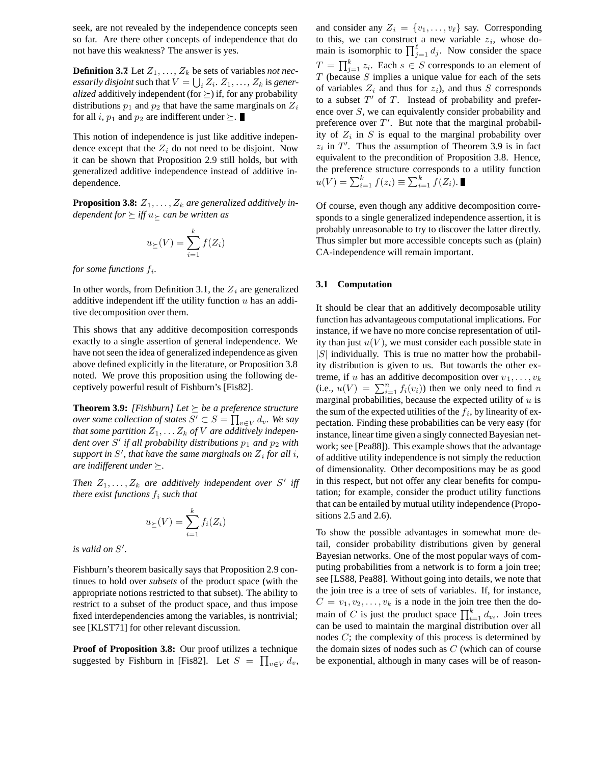seek, are not revealed by the independence concepts seen so far. Are there other concepts of independence that do not have this weakness? The answer is yes.

**Definition 3.7** Let $Z_1, \ldots, Z_k$ be sets of variables *not necessarily disjoint* such that $V = \bigcup_i Z_i$. $Z_1, \ldots, Z_k$ is *generalized* additively independent (for $\succeq$) if, for any probability distributions $p_1$ and $p_2$ that have the same marginals on $Z_i$ for all $i$, $p_1$ and $p_2$ are indifferent under $\succeq$. ∎

This notion of independence is just like additive independence except that the $Z_i$ do not need to be disjoint. Now it can be shown that Proposition 2.9 still holds, but with generalized additive independence instead of additive independence.

**Proposition 3.8:** *$Z_1, \ldots, Z_k$ are generalized additively independent for $\succeq$ iff $u_\succeq$ can be written as*

$$u_\succeq(V) = \sum_{i=1}^{k} f(Z_i)$$

*for some functions $f_i$.*

In other words, from Definition 3.1, the $Z_i$ are generalized additive independent iff the utility function $u$ has an additive decomposition over them.

This shows that any additive decomposition corresponds exactly to a single assertion of general independence. We have not seen the idea of generalized independence as given above defined explicitly in the literature, or Proposition 3.8 noted. We prove this proposition using the following deceptively powerful result of Fishburn's [Fis82].

**Theorem 3.9:** *[Fishburn] Let $\succeq$ be a preference structure over some collection of states $S' \subset S = \prod_{v \in V} d_v$. We say that some partition $Z_1, \ldots Z_k$ of $V$ are additively independent over $S'$ if all probability distributions $p_1$ and $p_2$ with support in $S'$, that have the same marginals on $Z_i$ for all $i$, are indifferent under $\succeq$.*

*Then $Z_1, \ldots, Z_k$ are additively independent over $S'$ iff there exist functions $f_i$ such that*

$$u_\succeq(V) = \sum_{i=1}^{k} f_i(Z_i)$$

*is valid on $S'$.*

Fishburn's theorem basically says that Proposition 2.9 continues to hold over *subsets* of the product space (with the appropriate notions restricted to that subset). The ability to restrict to a subset of the product space, and thus impose fixed interdependencies among the variables, is nontrivial; see [KLST71] for other relevant discussion.

**Proof of Proposition 3.8:** Our proof utilizes a technique suggested by Fishburn in [Fis82]. Let $S = \prod_{v \in V} d_v$, and consider any $Z_i = \{v_1, \ldots, v_\ell\}$ say. Corresponding to this, we can construct a new variable $z_i$, whose domain is isomorphic to $\prod_{j=1}^{\ell} d_j$. Now consider the space $T = \prod_{j=1}^{k} z_i$. Each $s \in S$ corresponds to an element of $T$ (because $S$ implies a unique value for each of the sets of variables $Z_i$ and thus for $z_i$), and thus $S$ corresponds to a subset $T'$ of $T$. Instead of probability and preference over $S$, we can equivalently consider probability and preference over $T'$. But note that the marginal probability of $Z_i$ in $S$ is equal to the marginal probability over $z_i$ in $T'$. Thus the assumption of Theorem 3.9 is in fact equivalent to the precondition of Proposition 3.8. Hence, the preference structure corresponds to a utility function $u(V) = \sum_{i=1}^{k} f(z_i) \equiv \sum_{i=1}^{k} f(Z_i)$. ∎

Of course, even though any additive decomposition corresponds to a single generalized independence assertion, it is probably unreasonable to try to discover the latter directly. Thus simpler but more accessible concepts such as (plain) CA-independence will remain important.

### 3.1 Computation

It should be clear that an additively decomposable utility function has advantageous computational implications. For instance, if we have no more concise representation of utility than just $u(V)$, we must consider each possible state in $|S|$ individually. This is true no matter how the probability distribution is given to us. But towards the other extreme, if $u$ has an additive decomposition over $v_1, \ldots, v_k$ (i.e., $u(V) = \sum_{i=1}^{n} f_i(v_i)$) then we only need to find $n$ marginal probabilities, because the expected utility of $u$ is the sum of the expected utilities of the $f_i$, by linearity of expectation. Finding these probabilities can be very easy (for instance, linear time given a singly connected Bayesian network; see [Pea88]). This example shows that the advantage of additive utility independence is not simply the reduction of dimensionality. Other decompositions may be as good in this respect, but not offer any clear benefits for computation; for example, consider the product utility functions that can be entailed by mutual utility independence (Propositions 2.5 and 2.6).

To show the possible advantages in somewhat more detail, consider probability distributions given by general Bayesian networks. One of the most popular ways of computing probabilities from a network is to form a join tree; see [LS88, Pea88]. Without going into details, we note that the join tree is a tree of sets of variables. If, for instance, $C = v_1, v_2, \ldots, v_k$ is a node in the join tree then the domain of $C$ is just the product space $\prod_{i=1}^{k} d_{v_i}$. Join trees can be used to maintain the marginal distribution over all nodes $C$; the complexity of this process is determined by the domain sizes of nodes such as $C$ (which can of course be exponential, although in many cases will be of reason-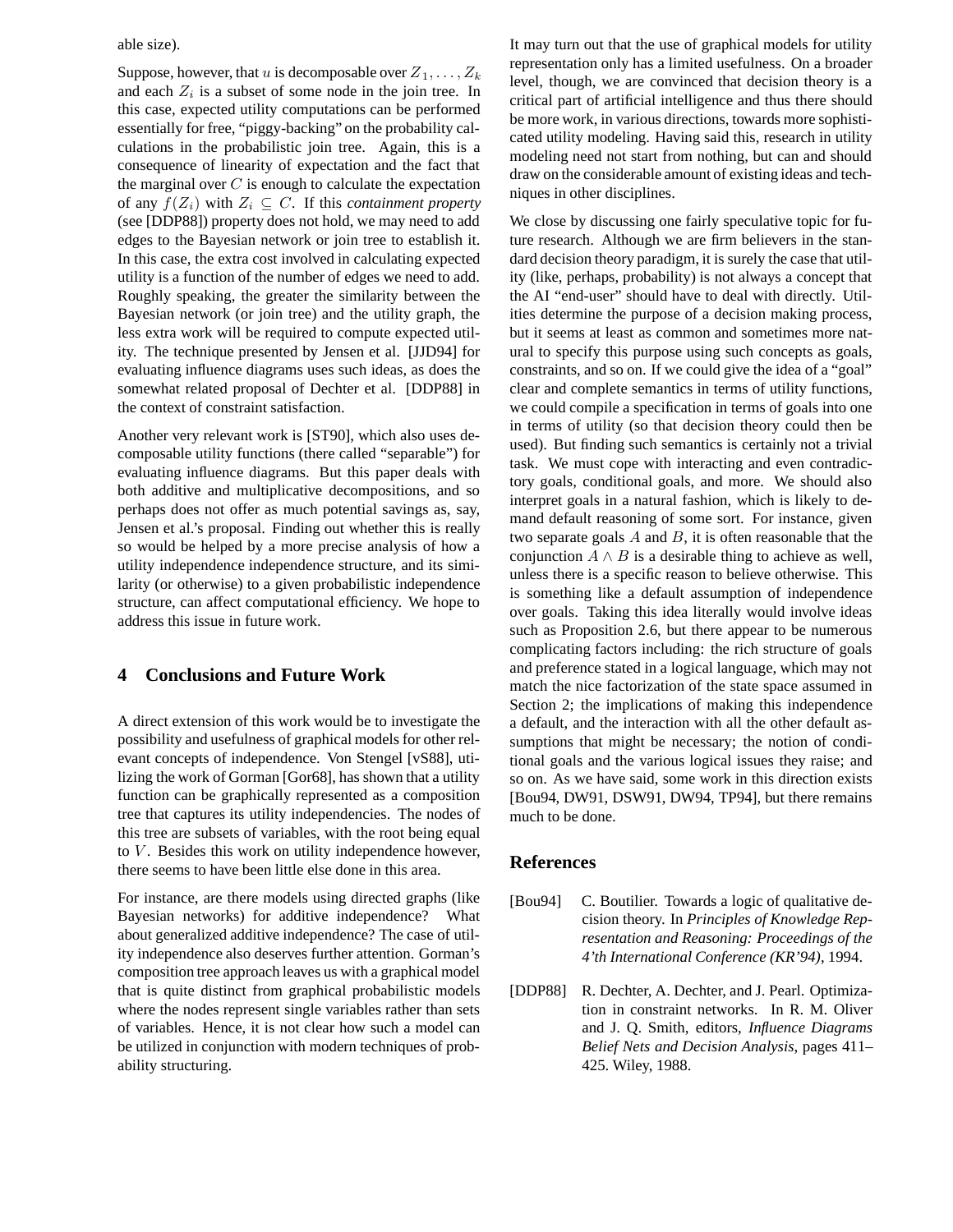able size).

Suppose, however, that $u$ is decomposable over $Z_1, \ldots, Z_k$ and each $Z_i$ is a subset of some node in the join tree. In this case, expected utility computations can be performed essentially for free, "piggy-backing" on the probability calculations in the probabilistic join tree. Again, this is a consequence of linearity of expectation and the fact that the marginal over $C$ is enough to calculate the expectation of any $f(Z_i)$ with $Z_i \subseteq C$. If this *containment property* (see [DDP88]) property does not hold, we may need to add edges to the Bayesian network or join tree to establish it. In this case, the extra cost involved in calculating expected utility is a function of the number of edges we need to add. Roughly speaking, the greater the similarity between the Bayesian network (or join tree) and the utility graph, the less extra work will be required to compute expected utility. The technique presented by Jensen et al. [JJD94] for evaluating influence diagrams uses such ideas, as does the somewhat related proposal of Dechter et al. [DDP88] in the context of constraint satisfaction.

Another very relevant work is [ST90], which also uses decomposable utility functions (there called "separable") for evaluating influence diagrams. But this paper deals with both additive and multiplicative decompositions, and so perhaps does not offer as much potential savings as, say, Jensen et al.'s proposal. Finding out whether this is really so would be helped by a more precise analysis of how a utility independence independence structure, and its similarity (or otherwise) to a given probabilistic independence structure, can affect computational efficiency. We hope to address this issue in future work.

## 4 Conclusions and Future Work

A direct extension of this work would be to investigate the possibility and usefulness of graphical models for other relevant concepts of independence. Von Stengel [vS88], utilizing the work of Gorman [Gor68], has shown that a utility function can be graphically represented as a composition tree that captures its utility independencies. The nodes of this tree are subsets of variables, with the root being equal to $V$. Besides this work on utility independence however, there seems to have been little else done in this area.

For instance, are there models using directed graphs (like Bayesian networks) for additive independence? What about generalized additive independence? The case of utility independence also deserves further attention. Gorman's composition tree approach leaves us with a graphical model that is quite distinct from graphical probabilistic models where the nodes represent single variables rather than sets of variables. Hence, it is not clear how such a model can be utilized in conjunction with modern techniques of probability structuring.

It may turn out that the use of graphical models for utility representation only has a limited usefulness. On a broader level, though, we are convinced that decision theory is a critical part of artificial intelligence and thus there should be more work, in various directions, towards more sophisticated utility modeling. Having said this, research in utility modeling need not start from nothing, but can and should draw on the considerable amount of existing ideas and techniques in other disciplines.

We close by discussing one fairly speculative topic for future research. Although we are firm believers in the standard decision theory paradigm, it is surely the case that utility (like, perhaps, probability) is not always a concept that the AI "end-user" should have to deal with directly. Utilities determine the purpose of a decision making process, but it seems at least as common and sometimes more natural to specify this purpose using such concepts as goals, constraints, and so on. If we could give the idea of a "goal" clear and complete semantics in terms of utility functions, we could compile a specification in terms of goals into one in terms of utility (so that decision theory could then be used). But finding such semantics is certainly not a trivial task. We must cope with interacting and even contradictory goals, conditional goals, and more. We should also interpret goals in a natural fashion, which is likely to demand default reasoning of some sort. For instance, given two separate goals $A$ and $B$, it is often reasonable that the conjunction $A \wedge B$ is a desirable thing to achieve as well, unless there is a specific reason to believe otherwise. This is something like a default assumption of independence over goals. Taking this idea literally would involve ideas such as Proposition 2.6, but there appear to be numerous complicating factors including: the rich structure of goals and preference stated in a logical language, which may not match the nice factorization of the state space assumed in Section 2; the implications of making this independence a default, and the interaction with all the other default assumptions that might be necessary; the notion of conditional goals and the various logical issues they raise; and so on. As we have said, some work in this direction exists [Bou94, DW91, DSW91, DW94, TP94], but there remains much to be done.

## References

[Bou94] C. Boutilier. Towards a logic of qualitative decision theory. In *Principles of Knowledge Representation and Reasoning: Proceedings of the 4'th International Conference (KR'94)*, 1994.

[DDP88] R. Dechter, A. Dechter, and J. Pearl. Optimization in constraint networks. In R. M. Oliver and J. Q. Smith, editors, *Influence Diagrams Belief Nets and Decision Analysis*, pages 411–425. Wiley, 1988.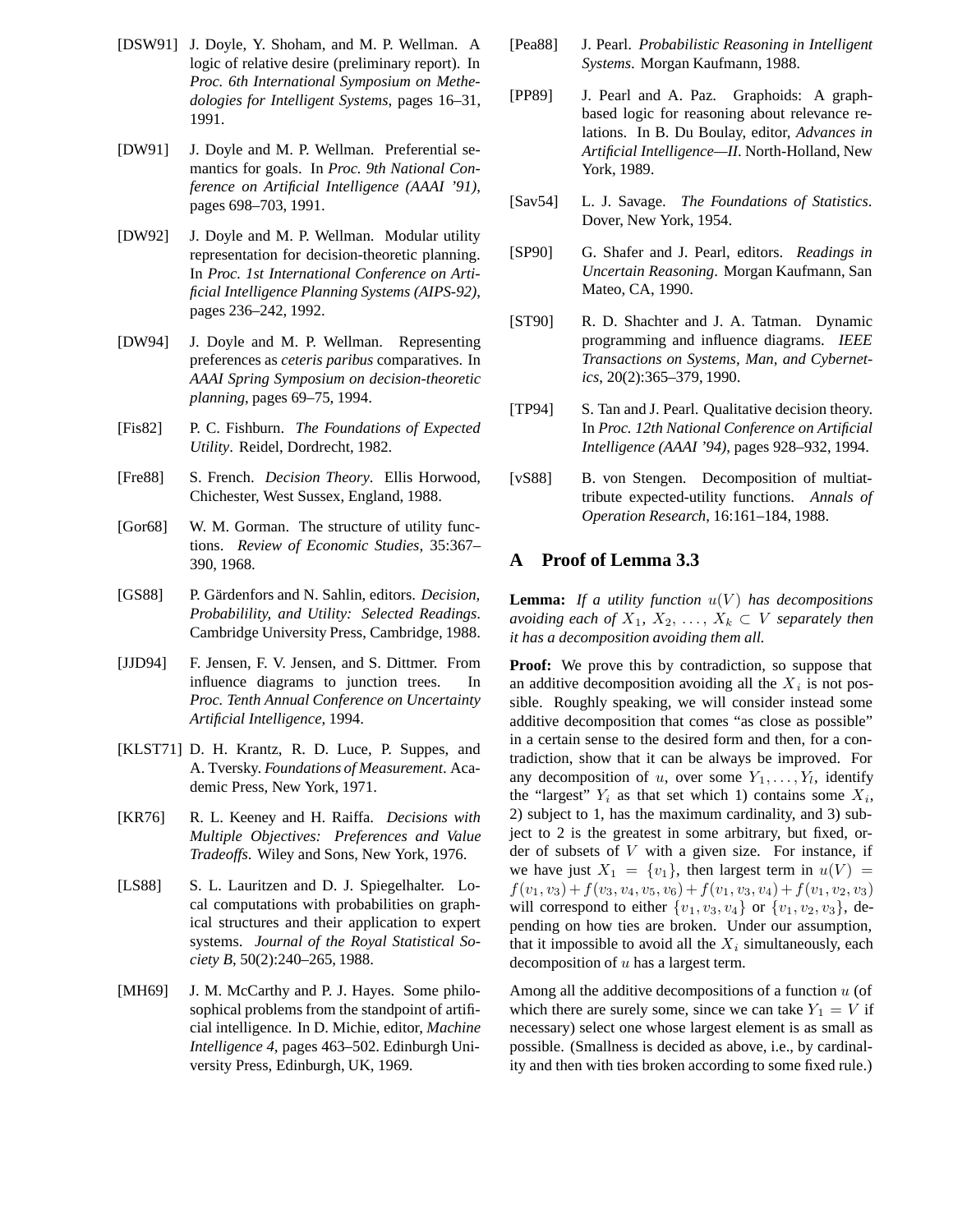[DSW91] J. Doyle, Y. Shoham, and M. P. Wellman. A logic of relative desire (preliminary report). In *Proc. 6th International Symposium on Methedologies for Intelligent Systems*, pages 16–31, 1991.

[DW91] J. Doyle and M. P. Wellman. Preferential semantics for goals. In *Proc. 9th National Conference on Artificial Intelligence (AAAI '91)*, pages 698–703, 1991.

[DW92] J. Doyle and M. P. Wellman. Modular utility representation for decision-theoretic planning. In *Proc. 1st International Conference on Artificial Intelligence Planning Systems (AIPS-92)*, pages 236–242, 1992.

[DW94] J. Doyle and M. P. Wellman. Representing preferences as *ceteris paribus* comparatives. In *AAAI Spring Symposium on decision-theoretic planning*, pages 69–75, 1994.

[Fis82] P. C. Fishburn. *The Foundations of Expected Utility*. Reidel, Dordrecht, 1982.

[Fre88] S. French. *Decision Theory*. Ellis Horwood, Chichester, West Sussex, England, 1988.

[Gor68] W. M. Gorman. The structure of utility functions. *Review of Economic Studies*, 35:367–390, 1968.

[GS88] P. Gärdenfors and N. Sahlin, editors. *Decision, Probabilility, and Utility: Selected Readings*. Cambridge University Press, Cambridge, 1988.

[JJD94] F. Jensen, F. V. Jensen, and S. Dittmer. From influence diagrams to junction trees. In *Proc. Tenth Annual Conference on Uncertainty Artificial Intelligence*, 1994.

[KLST71] D. H. Krantz, R. D. Luce, P. Suppes, and A. Tversky. *Foundations of Measurement*. Academic Press, New York, 1971.

[KR76] R. L. Keeney and H. Raiffa. *Decisions with Multiple Objectives: Preferences and Value Tradeoffs*. Wiley and Sons, New York, 1976.

[LS88] S. L. Lauritzen and D. J. Spiegelhalter. Local computations with probabilities on graphical structures and their application to expert systems. *Journal of the Royal Statistical Society B*, 50(2):240–265, 1988.

[MH69] J. M. McCarthy and P. J. Hayes. Some philosophical problems from the standpoint of artificial intelligence. In D. Michie, editor, *Machine Intelligence 4*, pages 463–502. Edinburgh University Press, Edinburgh, UK, 1969.

[Pea88] J. Pearl. *Probabilistic Reasoning in Intelligent Systems*. Morgan Kaufmann, 1988.

[PP89] J. Pearl and A. Paz. Graphoids: A graph-based logic for reasoning about relevance relations. In B. Du Boulay, editor, *Advances in Artificial Intelligence—II*. North-Holland, New York, 1989.

[Sav54] L. J. Savage. *The Foundations of Statistics*. Dover, New York, 1954.

[SP90] G. Shafer and J. Pearl, editors. *Readings in Uncertain Reasoning*. Morgan Kaufmann, San Mateo, CA, 1990.

[ST90] R. D. Shachter and J. A. Tatman. Dynamic programming and influence diagrams. *IEEE Transactions on Systems, Man, and Cybernetics*, 20(2):365–379, 1990.

[TP94] S. Tan and J. Pearl. Qualitative decision theory. In *Proc. 12th National Conference on Artificial Intelligence (AAAI '94)*, pages 928–932, 1994.

[vS88] B. von Stengen. Decomposition of multiattribute expected-utility functions. *Annals of Operation Research*, 16:161–184, 1988.

## A Proof of Lemma 3.3

**Lemma:** *If a utility function $u(V)$ has decompositions avoiding each of $X_1, X_2, \ldots, X_k \subset V$ separately then it has a decomposition avoiding them all.*

**Proof:** We prove this by contradiction, so suppose that an additive decomposition avoiding all the $X_i$ is not possible. Roughly speaking, we will consider instead some additive decomposition that comes "as close as possible" in a certain sense to the desired form and then, for a contradiction, show that it can be always be improved. For any decomposition of $u$, over some $Y_1, \ldots, Y_l$, identify the "largest" $Y_i$ as that set which 1) contains some $X_i$, 2) subject to 1, has the maximum cardinality, and 3) subject to 2 is the greatest in some arbitrary, but fixed, order of subsets of $V$ with a given size. For instance, if we have just $X_1 = \{v_1\}$, then largest term in $u(V) = f(v_1, v_3) + f(v_3, v_4, v_5, v_6) + f(v_1, v_3, v_4) + f(v_1, v_2, v_3)$ will correspond to either $\{v_1, v_3, v_4\}$ or $\{v_1, v_2, v_3\}$, depending on how ties are broken. Under our assumption, that it impossible to avoid all the $X_i$ simultaneously, each decomposition of $u$ has a largest term.

Among all the additive decompositions of a function $u$ (of which there are surely some, since we can take $Y_1 = V$ if necessary) select one whose largest element is as small as possible. (Smallness is decided as above, i.e., by cardinality and then with ties broken according to some fixed rule.)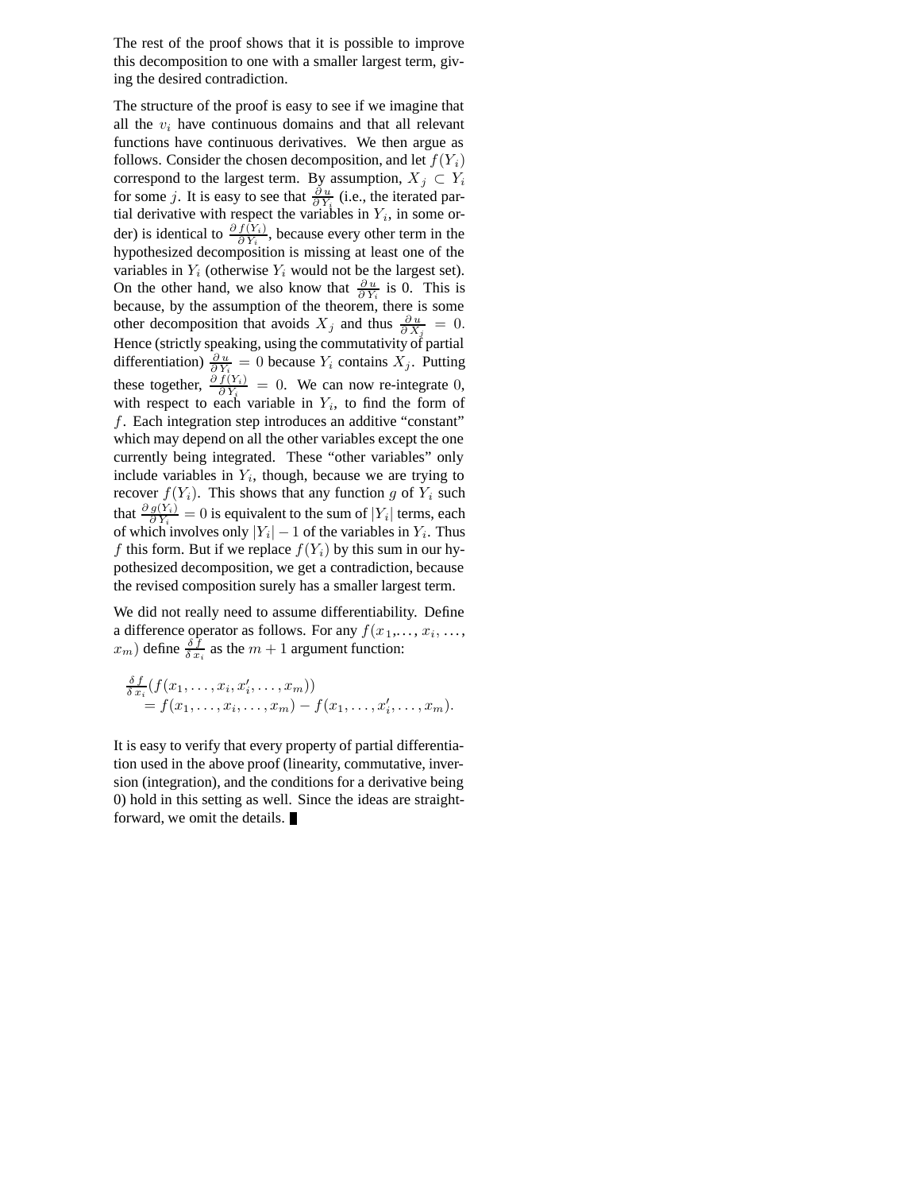The rest of the proof shows that it is possible to improve this decomposition to one with a smaller largest term, giving the desired contradiction.

The structure of the proof is easy to see if we imagine that all the $v_i$ have continuous domains and that all relevant functions have continuous derivatives. We then argue as follows. Consider the chosen decomposition, and let $f(Y_i)$ correspond to the largest term. By assumption, $X_j \subset Y_i$ for some $j$. It is easy to see that $\frac{\partial u}{\partial Y_i}$ (i.e., the iterated partial derivative with respect the variables in $Y_i$, in some order) is identical to $\frac{\partial f(Y_i)}{\partial Y_i}$, because every other term in the hypothesized decomposition is missing at least one of the variables in $Y_i$ (otherwise $Y_i$ would not be the largest set). On the other hand, we also know that $\frac{\partial u}{\partial Y_i}$ is 0. This is because, by the assumption of the theorem, there is some other decomposition that avoids $X_j$ and thus $\frac{\partial u}{\partial X_j} = 0$. Hence (strictly speaking, using the commutativity of partial differentiation) $\frac{\partial u}{\partial Y_i} = 0$ because $Y_i$ contains $X_j$. Putting these together, $\frac{\partial f(Y_i)}{\partial Y_i} = 0$. We can now re-integrate 0, with respect to each variable in $Y_i$, to find the form of $f$. Each integration step introduces an additive "constant" which may depend on all the other variables except the one currently being integrated. These "other variables" only include variables in $Y_i$, though, because we are trying to recover $f(Y_i)$. This shows that any function $g$ of $Y_i$ such that $\frac{\partial g(Y_i)}{\partial Y_i} = 0$ is equivalent to the sum of $|Y_i|$ terms, each of which involves only $|Y_i| - 1$ of the variables in $Y_i$. Thus $f$ this form. But if we replace $f(Y_i)$ by this sum in our hypothesized decomposition, we get a contradiction, because the revised composition surely has a smaller largest term.

We did not really need to assume differentiability. Define a difference operator as follows. For any $f(x_1, \ldots, x_i, \ldots, x_m)$ define $\frac{\delta f}{\delta x_i}$ as the $m+1$ argument function:

$$\frac{\delta f}{\delta x_i}(f(x_1, \ldots, x_i, x_i', \ldots, x_m)) = f(x_1, \ldots, x_i, \ldots, x_m) - f(x_1, \ldots, x_i', \ldots, x_m).$$

It is easy to verify that every property of partial differentiation used in the above proof (linearity, commutative, inversion (integration), and the conditions for a derivative being 0) hold in this setting as well. Since the ideas are straightforward, we omit the details. ∎